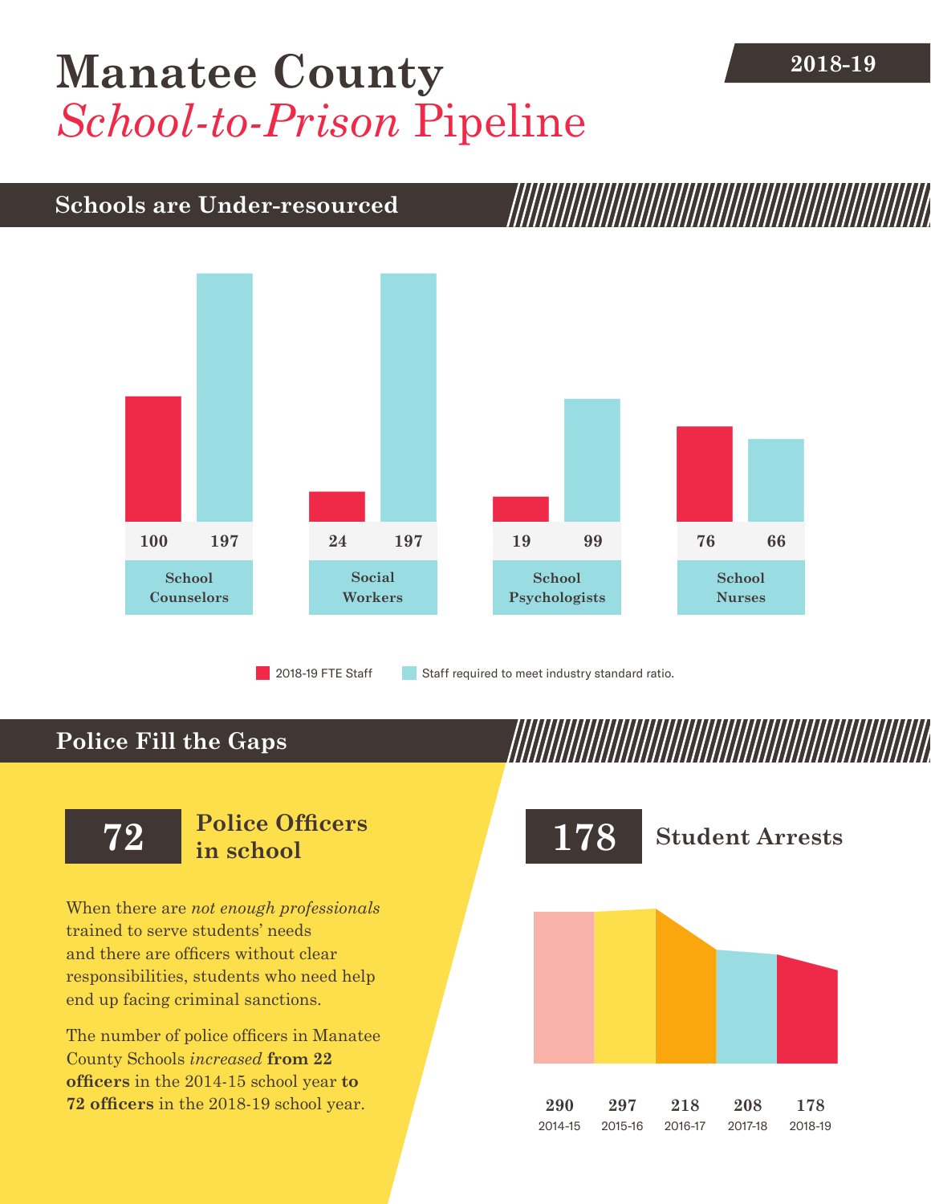# Manatee County *School-to-Prison* Pipeline

2018-19

## Schools are Under-resourced

| | 2018-19 FTE Staff | Staff required to meet industry standard ratio. |
|---|---|---|
| School Counselors | 100 | 197 |
| Social Workers | 24 | 197 |
| School Psychologists | 19 | 99 |
| School Nurses | 76 | 66 |

## Police Fill the Gaps

**72** Police Officers in school

When there are *not enough professionals* trained to serve students' needs and there are officers without clear responsibilities, students who need help end up facing criminal sanctions.

The number of police officers in Manatee County Schools *increased* **from 22 officers** in the 2014-15 school year **to 72 officers** in the 2018-19 school year.

**178** Student Arrests

| 2014-15 | 2015-16 | 2016-17 | 2017-18 | 2018-19 |
|---|---|---|---|---|
| 290 | 297 | 218 | 208 | 178 |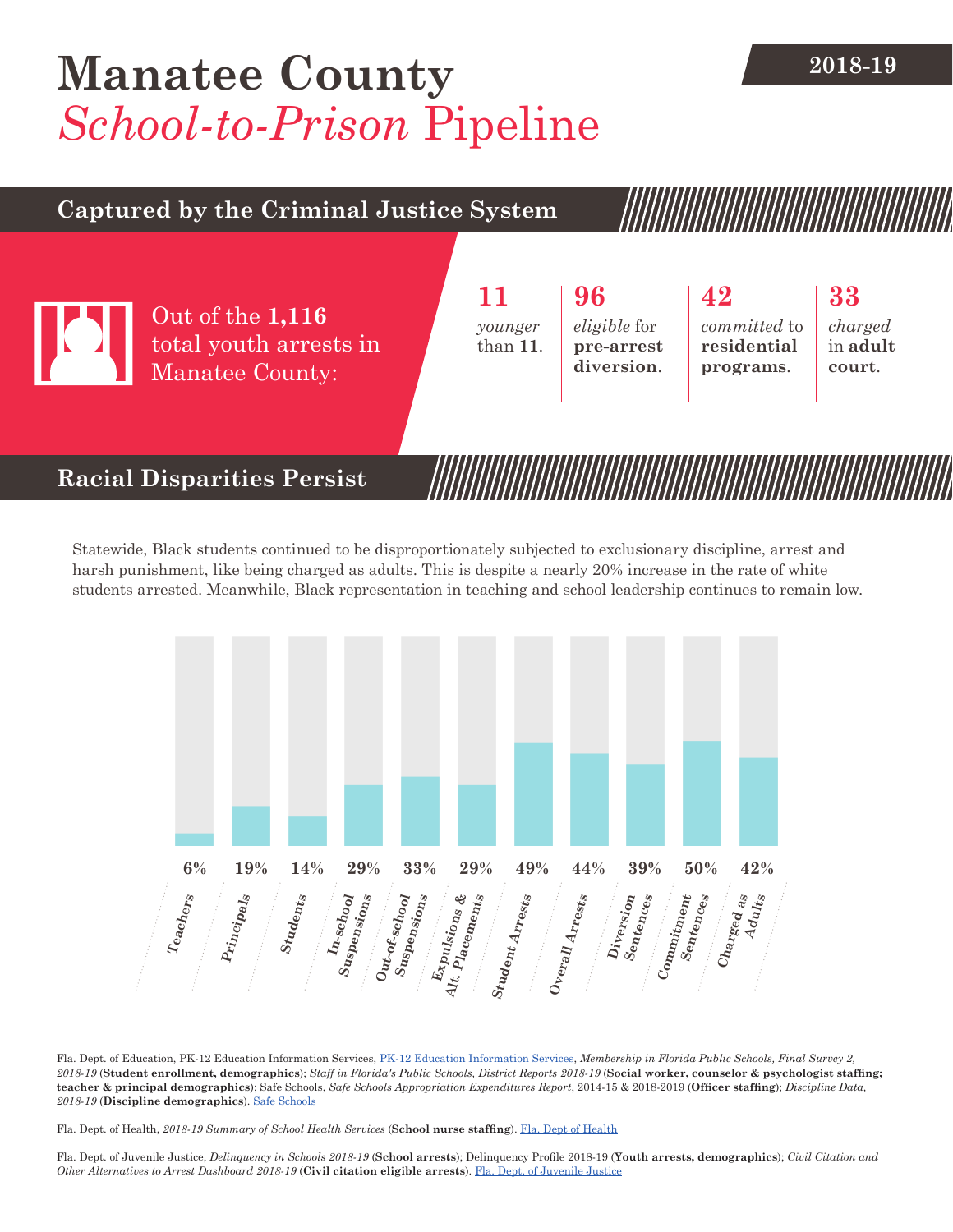# Manatee County

# *School-to-Prison* Pipeline

2018-19

## Captured by the Criminal Justice System

Out of the **1,116** total youth arrests in Manatee County:

**11** *younger* than **11**.

**96** *eligible* for **pre-arrest diversion**.

**42** *committed* to **residential programs**.

**33** *charged* in **adult court**.

## Racial Disparities Persist

Statewide, Black students continued to be disproportionately subjected to exclusionary discipline, arrest and harsh punishment, like being charged as adults. This is despite a nearly 20% increase in the rate of white students arrested. Meanwhile, Black representation in teaching and school leadership continues to remain low.

6% Teachers
19% Principals
14% Students
29% In-school Suspensions
33% Out-of-school Suspensions
29% Expulsions & Alt. Placements
49% Student Arrests
44% Overall Arrests
39% Diversion Sentences
50% Commitment Sentences
42% Charged as Adults

Fla. Dept. of Education, PK-12 Education Information Services, PK-12 Education Information Services, *Membership in Florida Public Schools, Final Survey 2, 2018-19* (**Student enrollment, demographics**); *Staff in Florida's Public Schools, District Reports 2018-19* (**Social worker, counselor & psychologist staffing; teacher & principal demographics**); Safe Schools, *Safe Schools Appropriation Expenditures Report*, 2014-15 & 2018-2019 (**Officer staffing**); *Discipline Data, 2018-19* (**Discipline demographics**). Safe Schools

Fla. Dept. of Health, *2018-19 Summary of School Health Services* (**School nurse staffing**). Fla. Dept of Health

Fla. Dept. of Juvenile Justice, *Delinquency in Schools 2018-19* (**School arrests**); Delinquency Profile 2018-19 (**Youth arrests, demographics**); *Civil Citation and Other Alternatives to Arrest Dashboard 2018-19* (**Civil citation eligible arrests**). Fla. Dept. of Juvenile Justice